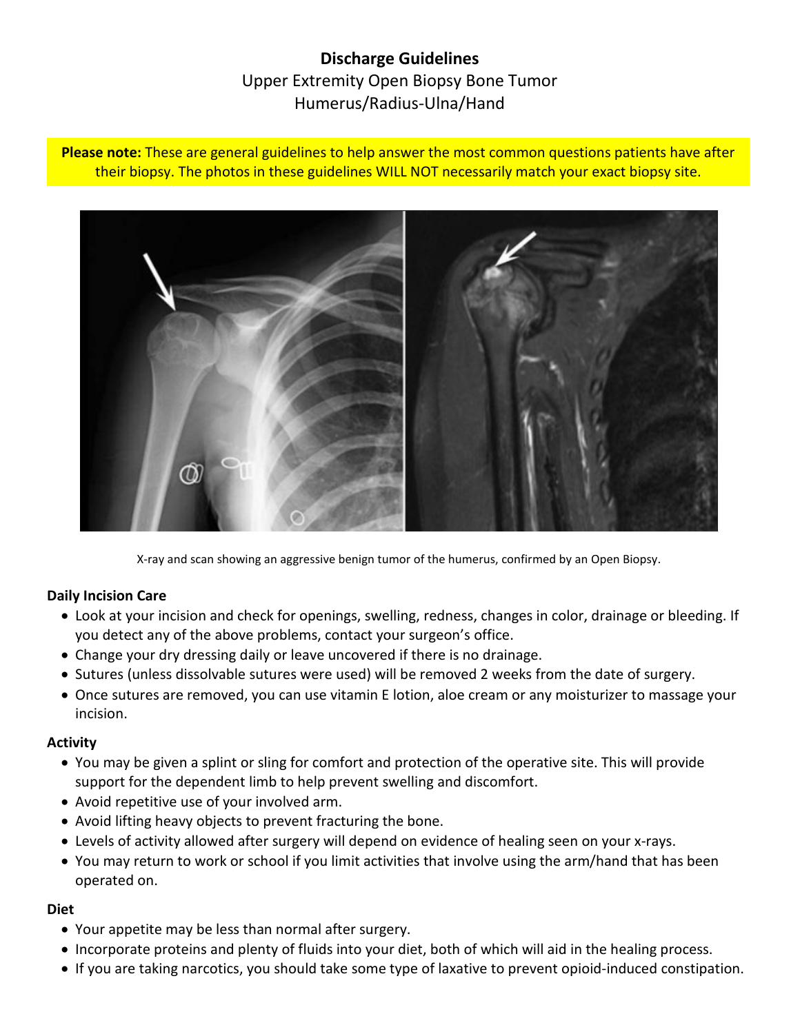# Discharge Guidelines

## Upper Extremity Open Biopsy Bone Tumor
## Humerus/Radius-Ulna/Hand

**Please note:** These are general guidelines to help answer the most common questions patients have after their biopsy. The photos in these guidelines WILL NOT necessarily match your exact biopsy site.

X-ray and scan showing an aggressive benign tumor of the humerus, confirmed by an Open Biopsy.

### Daily Incision Care

- Look at your incision and check for openings, swelling, redness, changes in color, drainage or bleeding. If you detect any of the above problems, contact your surgeon's office.
- Change your dry dressing daily or leave uncovered if there is no drainage.
- Sutures (unless dissolvable sutures were used) will be removed 2 weeks from the date of surgery.
- Once sutures are removed, you can use vitamin E lotion, aloe cream or any moisturizer to massage your incision.

### Activity

- You may be given a splint or sling for comfort and protection of the operative site. This will provide support for the dependent limb to help prevent swelling and discomfort.
- Avoid repetitive use of your involved arm.
- Avoid lifting heavy objects to prevent fracturing the bone.
- Levels of activity allowed after surgery will depend on evidence of healing seen on your x-rays.
- You may return to work or school if you limit activities that involve using the arm/hand that has been operated on.

### Diet

- Your appetite may be less than normal after surgery.
- Incorporate proteins and plenty of fluids into your diet, both of which will aid in the healing process.
- If you are taking narcotics, you should take some type of laxative to prevent opioid-induced constipation.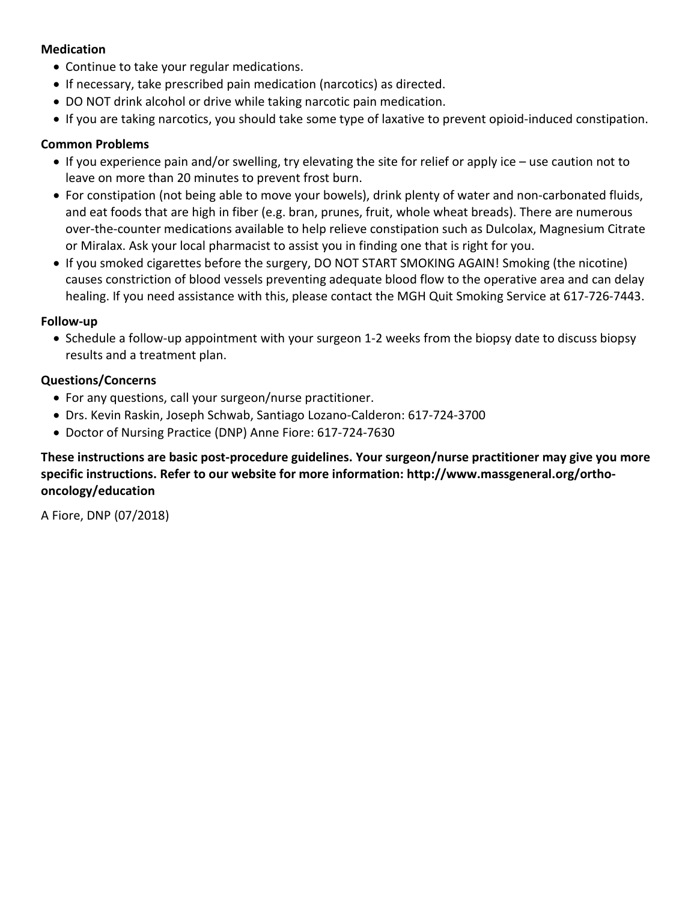**Medication**

- Continue to take your regular medications.
- If necessary, take prescribed pain medication (narcotics) as directed.
- DO NOT drink alcohol or drive while taking narcotic pain medication.
- If you are taking narcotics, you should take some type of laxative to prevent opioid-induced constipation.

**Common Problems**

- If you experience pain and/or swelling, try elevating the site for relief or apply ice – use caution not to leave on more than 20 minutes to prevent frost burn.
- For constipation (not being able to move your bowels), drink plenty of water and non-carbonated fluids, and eat foods that are high in fiber (e.g. bran, prunes, fruit, whole wheat breads). There are numerous over-the-counter medications available to help relieve constipation such as Dulcolax, Magnesium Citrate or Miralax. Ask your local pharmacist to assist you in finding one that is right for you.
- If you smoked cigarettes before the surgery, DO NOT START SMOKING AGAIN! Smoking (the nicotine) causes constriction of blood vessels preventing adequate blood flow to the operative area and can delay healing. If you need assistance with this, please contact the MGH Quit Smoking Service at 617-726-7443.

**Follow-up**

- Schedule a follow-up appointment with your surgeon 1-2 weeks from the biopsy date to discuss biopsy results and a treatment plan.

**Questions/Concerns**

- For any questions, call your surgeon/nurse practitioner.
- Drs. Kevin Raskin, Joseph Schwab, Santiago Lozano-Calderon: 617-724-3700
- Doctor of Nursing Practice (DNP) Anne Fiore: 617-724-7630

**These instructions are basic post-procedure guidelines. Your surgeon/nurse practitioner may give you more specific instructions. Refer to our website for more information: http://www.massgeneral.org/ortho-oncology/education**

A Fiore, DNP (07/2018)